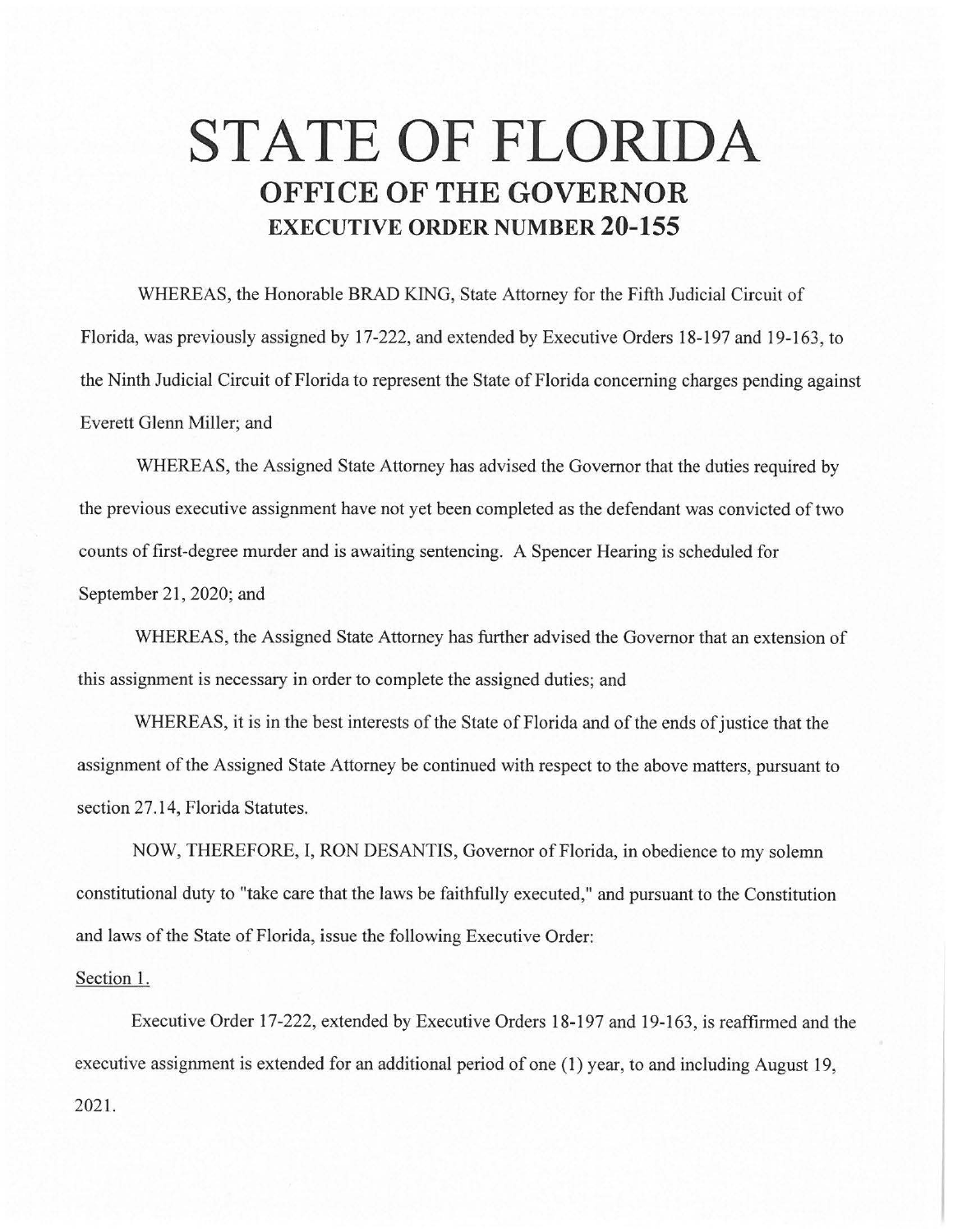# STATE OF FLORIDA

## OFFICE OF THE GOVERNOR

### EXECUTIVE ORDER NUMBER 20-155

WHEREAS, the Honorable BRAD KING, State Attorney for the Fifth Judicial Circuit of Florida, was previously assigned by 17-222, and extended by Executive Orders 18-197 and 19-163, to the Ninth Judicial Circuit of Florida to represent the State of Florida concerning charges pending against Everett Glenn Miller; and

WHEREAS, the Assigned State Attorney has advised the Governor that the duties required by the previous executive assignment have not yet been completed as the defendant was convicted of two counts of first-degree murder and is awaiting sentencing. A Spencer Hearing is scheduled for September 21, 2020; and

WHEREAS, the Assigned State Attorney has further advised the Governor that an extension of this assignment is necessary in order to complete the assigned duties; and

WHEREAS, it is in the best interests of the State of Florida and of the ends of justice that the assignment of the Assigned State Attorney be continued with respect to the above matters, pursuant to section 27.14, Florida Statutes.

NOW, THEREFORE, I, RON DESANTIS, Governor of Florida, in obedience to my solemn constitutional duty to "take care that the laws be faithfully executed," and pursuant to the Constitution and laws of the State of Florida, issue the following Executive Order:

Section 1.

Executive Order 17-222, extended by Executive Orders 18-197 and 19-163, is reaffirmed and the executive assignment is extended for an additional period of one (1) year, to and including August 19, 2021.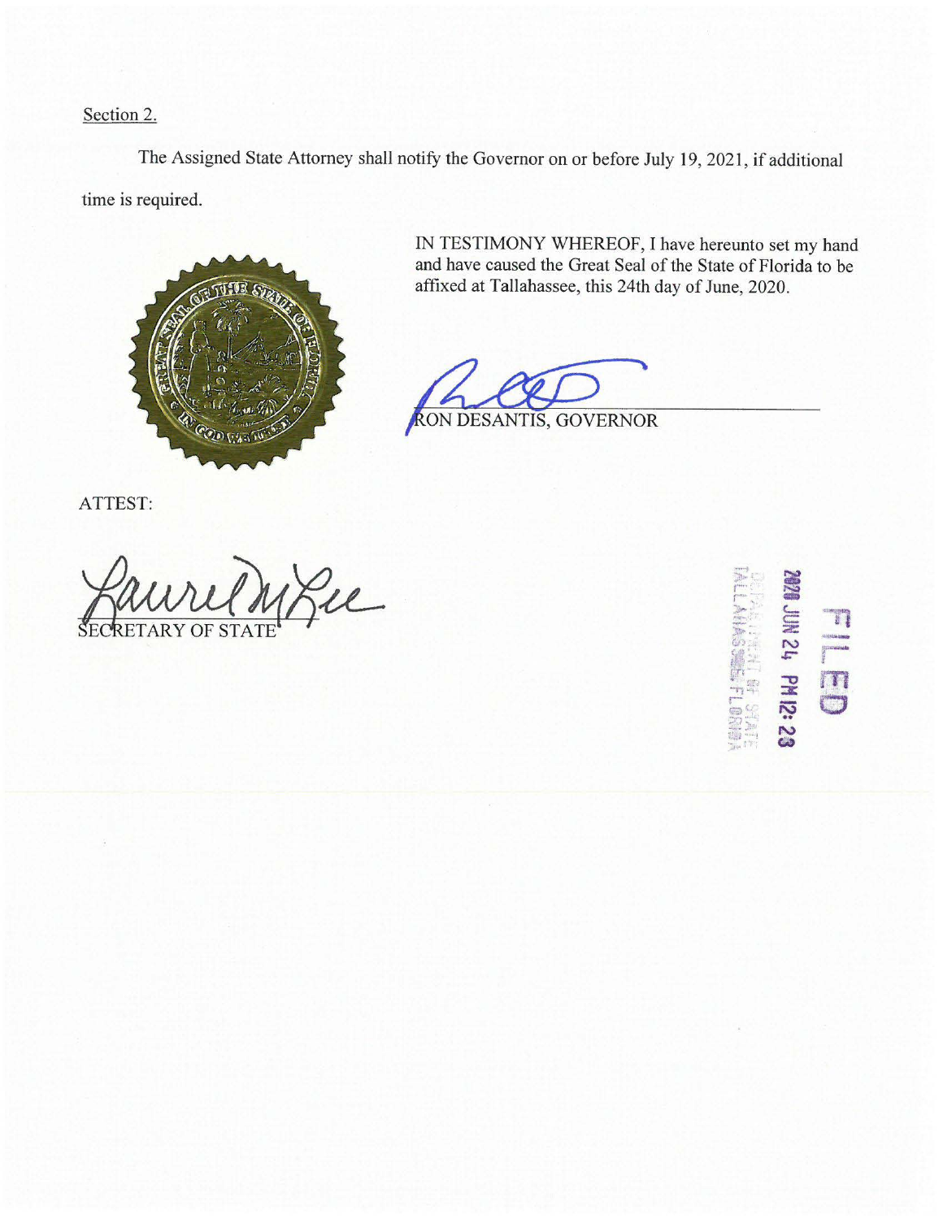Section 2.

The Assigned State Attorney shall notify the Governor on or before July 19, 2021, if additional time is required.

IN TESTIMONY WHEREOF, I have hereunto set my hand and have caused the Great Seal of the State of Florida to be affixed at Tallahassee, this 24th day of June, 2020.

RON DESANTIS, GOVERNOR

ATTEST:

SECRETARY OF STATE

FILED

2020 JUN 24 PM 12: 23

DEPARTMENT OF STATE
TALLAHASSEE, FLORIDA